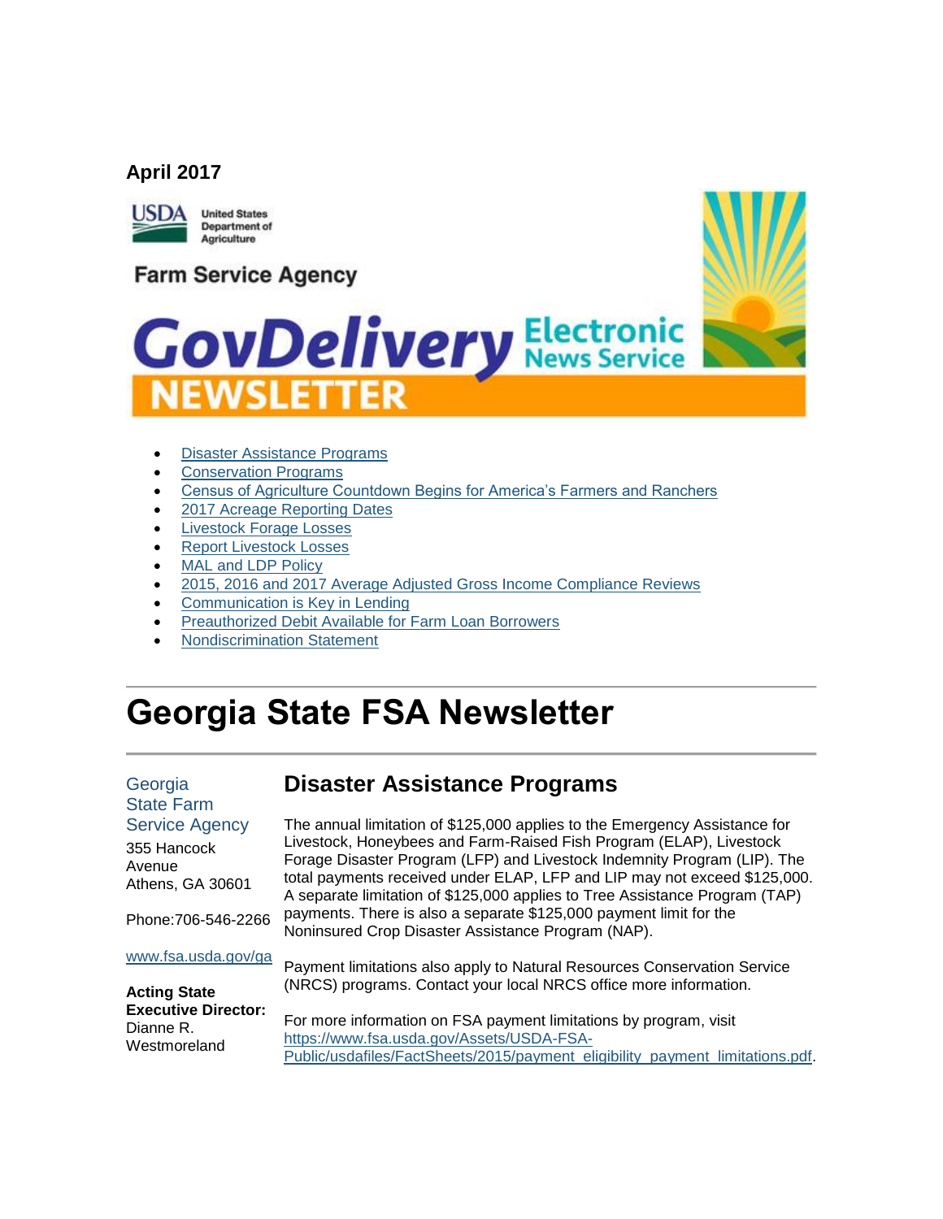**April 2017**

United States Department of Agriculture

Farm Service Agency

GovDelivery Electronic News Service NEWSLETTER

- Disaster Assistance Programs
- Conservation Programs
- Census of Agriculture Countdown Begins for America's Farmers and Ranchers
- 2017 Acreage Reporting Dates
- Livestock Forage Losses
- Report Livestock Losses
- MAL and LDP Policy
- 2015, 2016 and 2017 Average Adjusted Gross Income Compliance Reviews
- Communication is Key in Lending
- Preauthorized Debit Available for Farm Loan Borrowers
- Nondiscrimination Statement

# Georgia State FSA Newsletter

Georgia State Farm Service Agency

355 Hancock Avenue
Athens, GA 30601

Phone:706-546-2266

www.fsa.usda.gov/ga

**Acting State Executive Director:**
Dianne R. Westmoreland

## Disaster Assistance Programs

The annual limitation of $125,000 applies to the Emergency Assistance for Livestock, Honeybees and Farm-Raised Fish Program (ELAP), Livestock Forage Disaster Program (LFP) and Livestock Indemnity Program (LIP). The total payments received under ELAP, LFP and LIP may not exceed $125,000. A separate limitation of $125,000 applies to Tree Assistance Program (TAP) payments. There is also a separate $125,000 payment limit for the Noninsured Crop Disaster Assistance Program (NAP).

Payment limitations also apply to Natural Resources Conservation Service (NRCS) programs. Contact your local NRCS office more information.

For more information on FSA payment limitations by program, visit https://www.fsa.usda.gov/Assets/USDA-FSA-Public/usdafiles/FactSheets/2015/payment_eligibility_payment_limitations.pdf.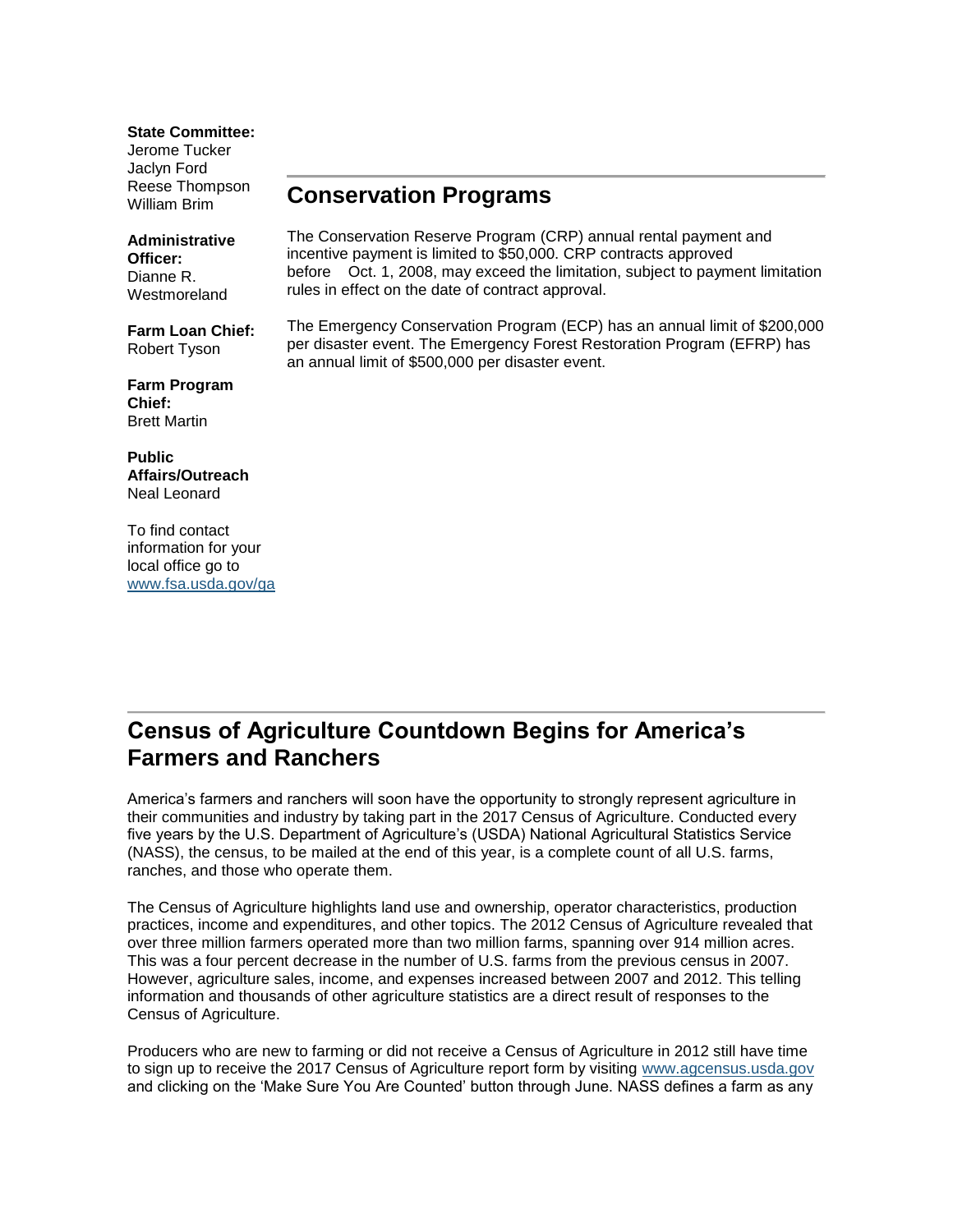**State Committee:**
Jerome Tucker
Jaclyn Ford
Reese Thompson
William Brim

**Administrative Officer:**
Dianne R. Westmoreland

**Farm Loan Chief:**
Robert Tyson

**Farm Program Chief:**
Brett Martin

**Public Affairs/Outreach**
Neal Leonard

To find contact information for your local office go to [www.fsa.usda.gov/ga](www.fsa.usda.gov/ga)

## Conservation Programs

The Conservation Reserve Program (CRP) annual rental payment and incentive payment is limited to $50,000. CRP contracts approved before Oct. 1, 2008, may exceed the limitation, subject to payment limitation rules in effect on the date of contract approval.

The Emergency Conservation Program (ECP) has an annual limit of $200,000 per disaster event. The Emergency Forest Restoration Program (EFRP) has an annual limit of $500,000 per disaster event.

## Census of Agriculture Countdown Begins for America's Farmers and Ranchers

America's farmers and ranchers will soon have the opportunity to strongly represent agriculture in their communities and industry by taking part in the 2017 Census of Agriculture. Conducted every five years by the U.S. Department of Agriculture's (USDA) National Agricultural Statistics Service (NASS), the census, to be mailed at the end of this year, is a complete count of all U.S. farms, ranches, and those who operate them.

The Census of Agriculture highlights land use and ownership, operator characteristics, production practices, income and expenditures, and other topics. The 2012 Census of Agriculture revealed that over three million farmers operated more than two million farms, spanning over 914 million acres. This was a four percent decrease in the number of U.S. farms from the previous census in 2007. However, agriculture sales, income, and expenses increased between 2007 and 2012. This telling information and thousands of other agriculture statistics are a direct result of responses to the Census of Agriculture.

Producers who are new to farming or did not receive a Census of Agriculture in 2012 still have time to sign up to receive the 2017 Census of Agriculture report form by visiting [www.agcensus.usda.gov](www.agcensus.usda.gov) and clicking on the 'Make Sure You Are Counted' button through June. NASS defines a farm as any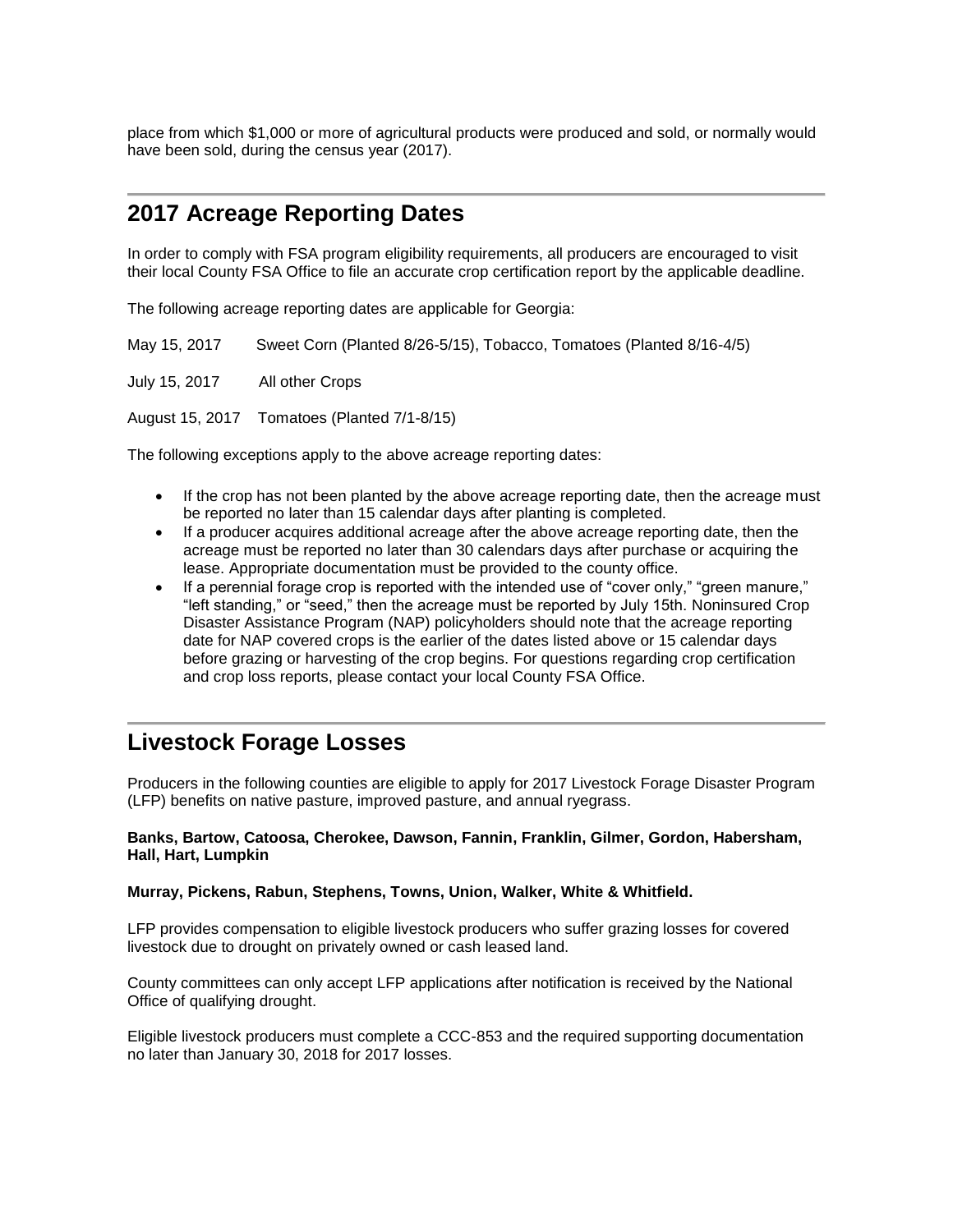place from which $1,000 or more of agricultural products were produced and sold, or normally would have been sold, during the census year (2017).

## 2017 Acreage Reporting Dates

In order to comply with FSA program eligibility requirements, all producers are encouraged to visit their local County FSA Office to file an accurate crop certification report by the applicable deadline.

The following acreage reporting dates are applicable for Georgia:

May 15, 2017 Sweet Corn (Planted 8/26-5/15), Tobacco, Tomatoes (Planted 8/16-4/5)

July 15, 2017 All other Crops

August 15, 2017 Tomatoes (Planted 7/1-8/15)

The following exceptions apply to the above acreage reporting dates:

- If the crop has not been planted by the above acreage reporting date, then the acreage must be reported no later than 15 calendar days after planting is completed.
- If a producer acquires additional acreage after the above acreage reporting date, then the acreage must be reported no later than 30 calendars days after purchase or acquiring the lease. Appropriate documentation must be provided to the county office.
- If a perennial forage crop is reported with the intended use of "cover only," "green manure," "left standing," or "seed," then the acreage must be reported by July 15th. Noninsured Crop Disaster Assistance Program (NAP) policyholders should note that the acreage reporting date for NAP covered crops is the earlier of the dates listed above or 15 calendar days before grazing or harvesting of the crop begins. For questions regarding crop certification and crop loss reports, please contact your local County FSA Office.

## Livestock Forage Losses

Producers in the following counties are eligible to apply for 2017 Livestock Forage Disaster Program (LFP) benefits on native pasture, improved pasture, and annual ryegrass.

**Banks, Bartow, Catoosa, Cherokee, Dawson, Fannin, Franklin, Gilmer, Gordon, Habersham, Hall, Hart, Lumpkin**

**Murray, Pickens, Rabun, Stephens, Towns, Union, Walker, White & Whitfield.**

LFP provides compensation to eligible livestock producers who suffer grazing losses for covered livestock due to drought on privately owned or cash leased land.

County committees can only accept LFP applications after notification is received by the National Office of qualifying drought.

Eligible livestock producers must complete a CCC-853 and the required supporting documentation no later than January 30, 2018 for 2017 losses.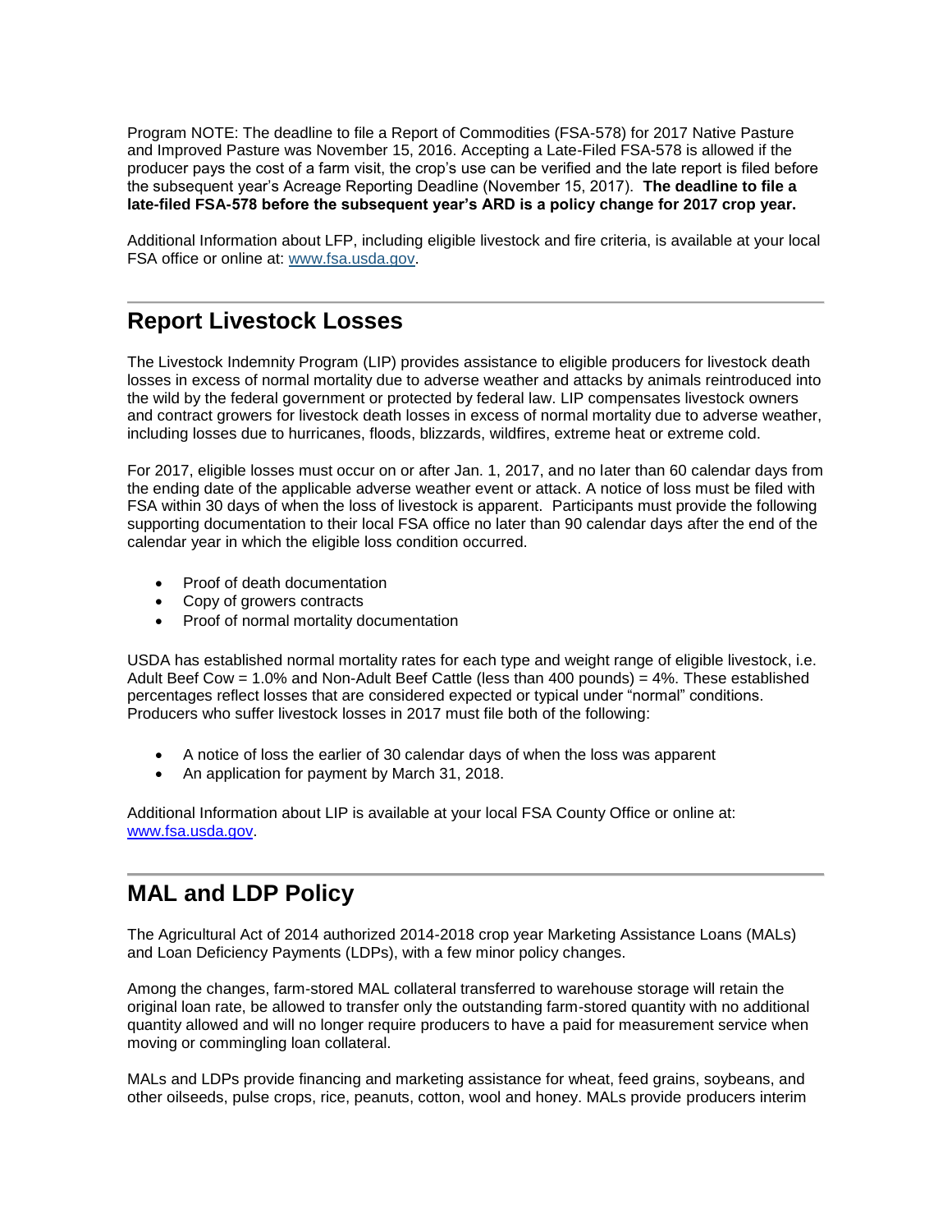Program NOTE: The deadline to file a Report of Commodities (FSA-578) for 2017 Native Pasture and Improved Pasture was November 15, 2016. Accepting a Late-Filed FSA-578 is allowed if the producer pays the cost of a farm visit, the crop's use can be verified and the late report is filed before the subsequent year's Acreage Reporting Deadline (November 15, 2017). **The deadline to file a late-filed FSA-578 before the subsequent year's ARD is a policy change for 2017 crop year.**

Additional Information about LFP, including eligible livestock and fire criteria, is available at your local FSA office or online at: [www.fsa.usda.gov](www.fsa.usda.gov).

---

## Report Livestock Losses

The Livestock Indemnity Program (LIP) provides assistance to eligible producers for livestock death losses in excess of normal mortality due to adverse weather and attacks by animals reintroduced into the wild by the federal government or protected by federal law. LIP compensates livestock owners and contract growers for livestock death losses in excess of normal mortality due to adverse weather, including losses due to hurricanes, floods, blizzards, wildfires, extreme heat or extreme cold.

For 2017, eligible losses must occur on or after Jan. 1, 2017, and no later than 60 calendar days from the ending date of the applicable adverse weather event or attack. A notice of loss must be filed with FSA within 30 days of when the loss of livestock is apparent. Participants must provide the following supporting documentation to their local FSA office no later than 90 calendar days after the end of the calendar year in which the eligible loss condition occurred.

- Proof of death documentation
- Copy of growers contracts
- Proof of normal mortality documentation

USDA has established normal mortality rates for each type and weight range of eligible livestock, i.e. Adult Beef Cow = 1.0% and Non-Adult Beef Cattle (less than 400 pounds) = 4%. These established percentages reflect losses that are considered expected or typical under "normal" conditions. Producers who suffer livestock losses in 2017 must file both of the following:

- A notice of loss the earlier of 30 calendar days of when the loss was apparent
- An application for payment by March 31, 2018.

Additional Information about LIP is available at your local FSA County Office or online at: [www.fsa.usda.gov](www.fsa.usda.gov).

---

## MAL and LDP Policy

The Agricultural Act of 2014 authorized 2014-2018 crop year Marketing Assistance Loans (MALs) and Loan Deficiency Payments (LDPs), with a few minor policy changes.

Among the changes, farm-stored MAL collateral transferred to warehouse storage will retain the original loan rate, be allowed to transfer only the outstanding farm-stored quantity with no additional quantity allowed and will no longer require producers to have a paid for measurement service when moving or commingling loan collateral.

MALs and LDPs provide financing and marketing assistance for wheat, feed grains, soybeans, and other oilseeds, pulse crops, rice, peanuts, cotton, wool and honey. MALs provide producers interim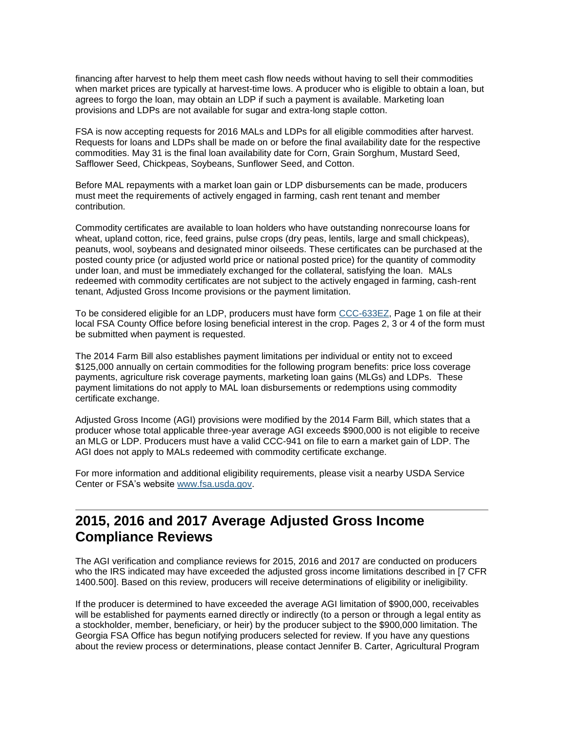financing after harvest to help them meet cash flow needs without having to sell their commodities when market prices are typically at harvest-time lows. A producer who is eligible to obtain a loan, but agrees to forgo the loan, may obtain an LDP if such a payment is available. Marketing loan provisions and LDPs are not available for sugar and extra-long staple cotton.

FSA is now accepting requests for 2016 MALs and LDPs for all eligible commodities after harvest. Requests for loans and LDPs shall be made on or before the final availability date for the respective commodities. May 31 is the final loan availability date for Corn, Grain Sorghum, Mustard Seed, Safflower Seed, Chickpeas, Soybeans, Sunflower Seed, and Cotton.

Before MAL repayments with a market loan gain or LDP disbursements can be made, producers must meet the requirements of actively engaged in farming, cash rent tenant and member contribution.

Commodity certificates are available to loan holders who have outstanding nonrecourse loans for wheat, upland cotton, rice, feed grains, pulse crops (dry peas, lentils, large and small chickpeas), peanuts, wool, soybeans and designated minor oilseeds. These certificates can be purchased at the posted county price (or adjusted world price or national posted price) for the quantity of commodity under loan, and must be immediately exchanged for the collateral, satisfying the loan. MALs redeemed with commodity certificates are not subject to the actively engaged in farming, cash-rent tenant, Adjusted Gross Income provisions or the payment limitation.

To be considered eligible for an LDP, producers must have form [CCC-633EZ](), Page 1 on file at their local FSA County Office before losing beneficial interest in the crop. Pages 2, 3 or 4 of the form must be submitted when payment is requested.

The 2014 Farm Bill also establishes payment limitations per individual or entity not to exceed $125,000 annually on certain commodities for the following program benefits: price loss coverage payments, agriculture risk coverage payments, marketing loan gains (MLGs) and LDPs. These payment limitations do not apply to MAL loan disbursements or redemptions using commodity certificate exchange.

Adjusted Gross Income (AGI) provisions were modified by the 2014 Farm Bill, which states that a producer whose total applicable three-year average AGI exceeds $900,000 is not eligible to receive an MLG or LDP. Producers must have a valid CCC-941 on file to earn a market gain of LDP. The AGI does not apply to MALs redeemed with commodity certificate exchange.

For more information and additional eligibility requirements, please visit a nearby USDA Service Center or FSA's website [www.fsa.usda.gov]().

---

## 2015, 2016 and 2017 Average Adjusted Gross Income Compliance Reviews

The AGI verification and compliance reviews for 2015, 2016 and 2017 are conducted on producers who the IRS indicated may have exceeded the adjusted gross income limitations described in [7 CFR 1400.500]. Based on this review, producers will receive determinations of eligibility or ineligibility.

If the producer is determined to have exceeded the average AGI limitation of $900,000, receivables will be established for payments earned directly or indirectly (to a person or through a legal entity as a stockholder, member, beneficiary, or heir) by the producer subject to the $900,000 limitation. The Georgia FSA Office has begun notifying producers selected for review. If you have any questions about the review process or determinations, please contact Jennifer B. Carter, Agricultural Program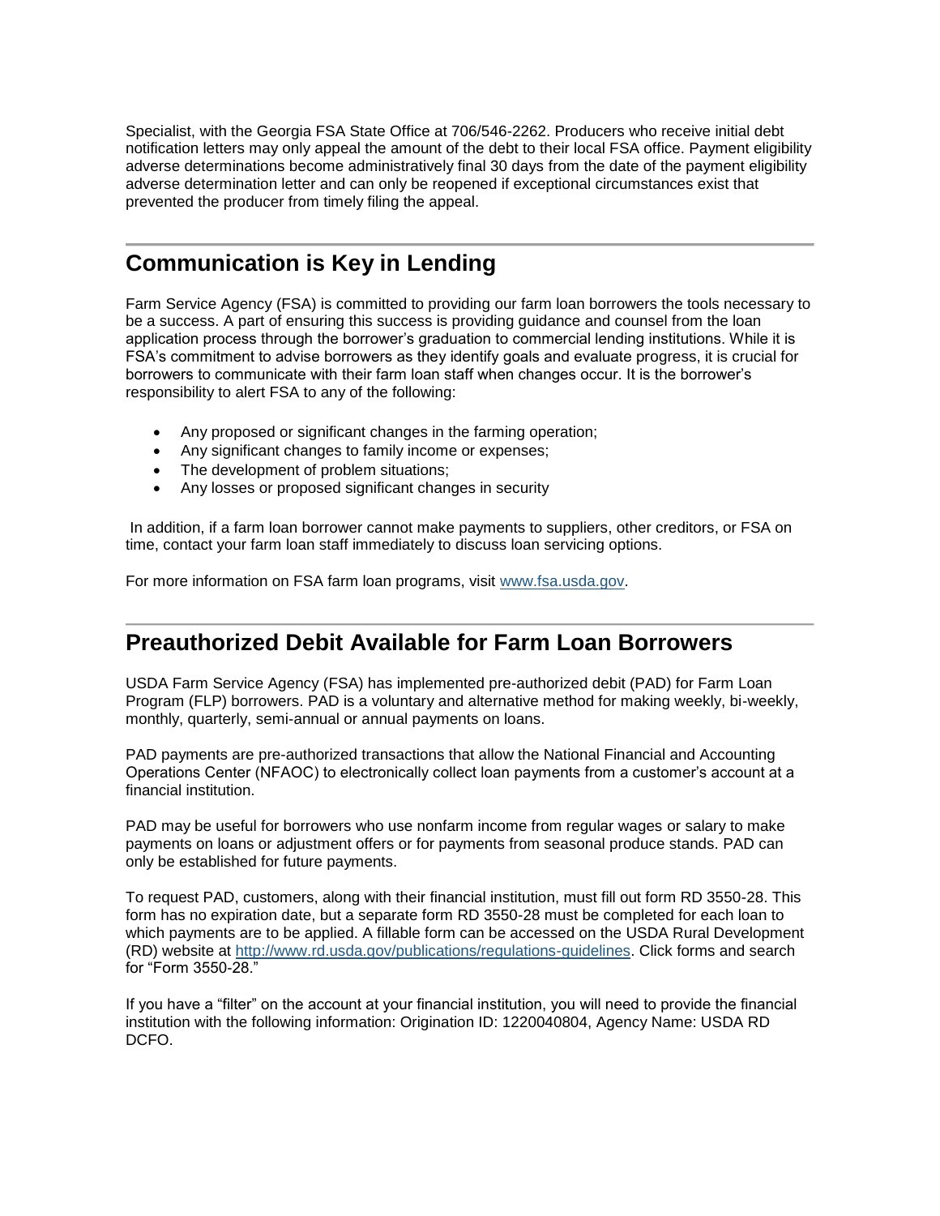Specialist, with the Georgia FSA State Office at 706/546-2262. Producers who receive initial debt notification letters may only appeal the amount of the debt to their local FSA office. Payment eligibility adverse determinations become administratively final 30 days from the date of the payment eligibility adverse determination letter and can only be reopened if exceptional circumstances exist that prevented the producer from timely filing the appeal.

---

## Communication is Key in Lending

Farm Service Agency (FSA) is committed to providing our farm loan borrowers the tools necessary to be a success. A part of ensuring this success is providing guidance and counsel from the loan application process through the borrower's graduation to commercial lending institutions. While it is FSA's commitment to advise borrowers as they identify goals and evaluate progress, it is crucial for borrowers to communicate with their farm loan staff when changes occur. It is the borrower's responsibility to alert FSA to any of the following:

- Any proposed or significant changes in the farming operation;
- Any significant changes to family income or expenses;
- The development of problem situations;
- Any losses or proposed significant changes in security

In addition, if a farm loan borrower cannot make payments to suppliers, other creditors, or FSA on time, contact your farm loan staff immediately to discuss loan servicing options.

For more information on FSA farm loan programs, visit [www.fsa.usda.gov](www.fsa.usda.gov).

---

## Preauthorized Debit Available for Farm Loan Borrowers

USDA Farm Service Agency (FSA) has implemented pre-authorized debit (PAD) for Farm Loan Program (FLP) borrowers. PAD is a voluntary and alternative method for making weekly, bi-weekly, monthly, quarterly, semi-annual or annual payments on loans.

PAD payments are pre-authorized transactions that allow the National Financial and Accounting Operations Center (NFAOC) to electronically collect loan payments from a customer's account at a financial institution.

PAD may be useful for borrowers who use nonfarm income from regular wages or salary to make payments on loans or adjustment offers or for payments from seasonal produce stands. PAD can only be established for future payments.

To request PAD, customers, along with their financial institution, must fill out form RD 3550-28. This form has no expiration date, but a separate form RD 3550-28 must be completed for each loan to which payments are to be applied. A fillable form can be accessed on the USDA Rural Development (RD) website at [http://www.rd.usda.gov/publications/regulations-guidelines](http://www.rd.usda.gov/publications/regulations-guidelines). Click forms and search for "Form 3550-28."

If you have a "filter" on the account at your financial institution, you will need to provide the financial institution with the following information: Origination ID: 1220040804, Agency Name: USDA RD DCFO.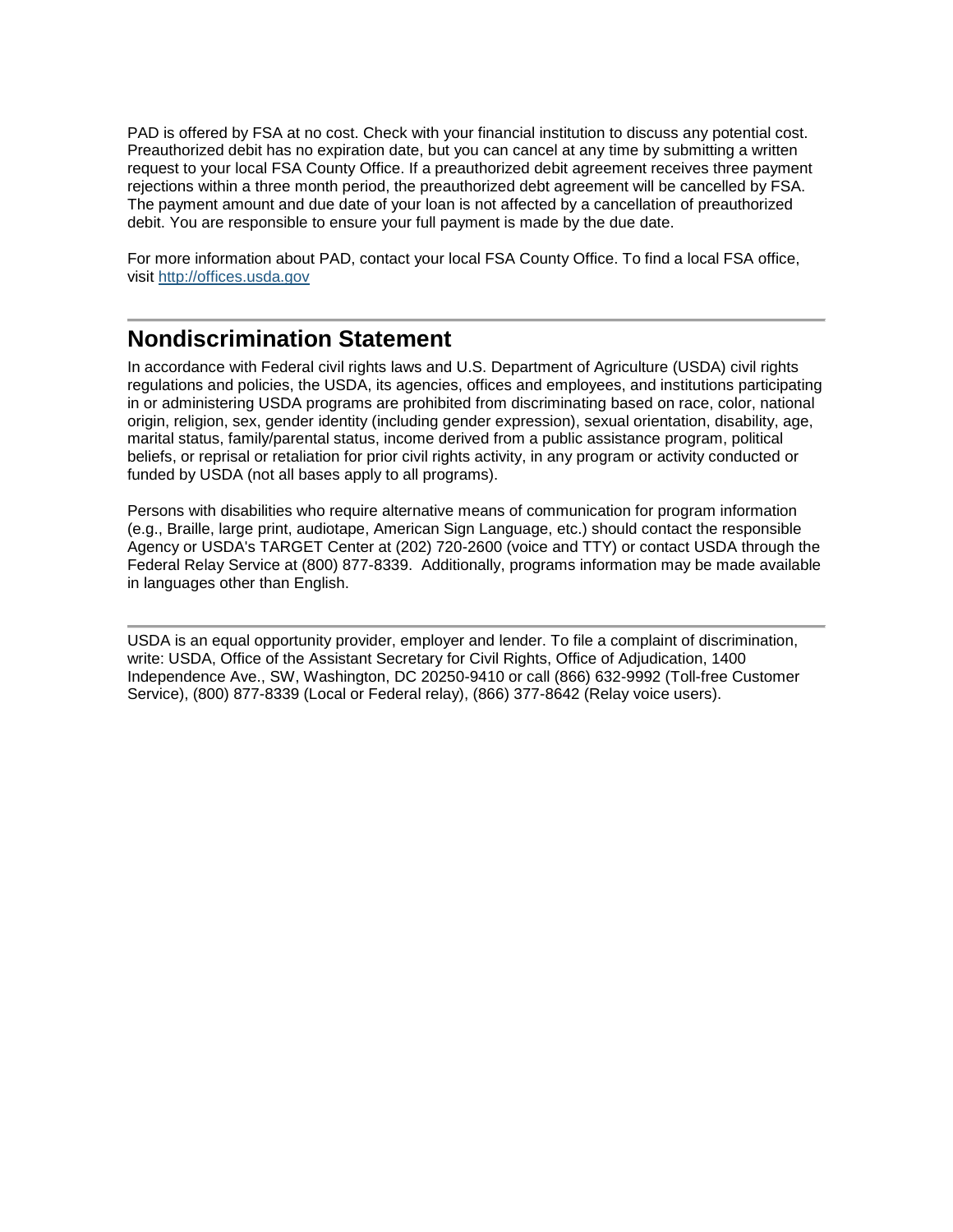PAD is offered by FSA at no cost. Check with your financial institution to discuss any potential cost. Preauthorized debit has no expiration date, but you can cancel at any time by submitting a written request to your local FSA County Office. If a preauthorized debit agreement receives three payment rejections within a three month period, the preauthorized debt agreement will be cancelled by FSA. The payment amount and due date of your loan is not affected by a cancellation of preauthorized debit. You are responsible to ensure your full payment is made by the due date.

For more information about PAD, contact your local FSA County Office. To find a local FSA office, visit [http://offices.usda.gov](http://offices.usda.gov)

---

## Nondiscrimination Statement

In accordance with Federal civil rights laws and U.S. Department of Agriculture (USDA) civil rights regulations and policies, the USDA, its agencies, offices and employees, and institutions participating in or administering USDA programs are prohibited from discriminating based on race, color, national origin, religion, sex, gender identity (including gender expression), sexual orientation, disability, age, marital status, family/parental status, income derived from a public assistance program, political beliefs, or reprisal or retaliation for prior civil rights activity, in any program or activity conducted or funded by USDA (not all bases apply to all programs).

Persons with disabilities who require alternative means of communication for program information (e.g., Braille, large print, audiotape, American Sign Language, etc.) should contact the responsible Agency or USDA's TARGET Center at (202) 720-2600 (voice and TTY) or contact USDA through the Federal Relay Service at (800) 877-8339. Additionally, programs information may be made available in languages other than English.

---

USDA is an equal opportunity provider, employer and lender. To file a complaint of discrimination, write: USDA, Office of the Assistant Secretary for Civil Rights, Office of Adjudication, 1400 Independence Ave., SW, Washington, DC 20250-9410 or call (866) 632-9992 (Toll-free Customer Service), (800) 877-8339 (Local or Federal relay), (866) 377-8642 (Relay voice users).